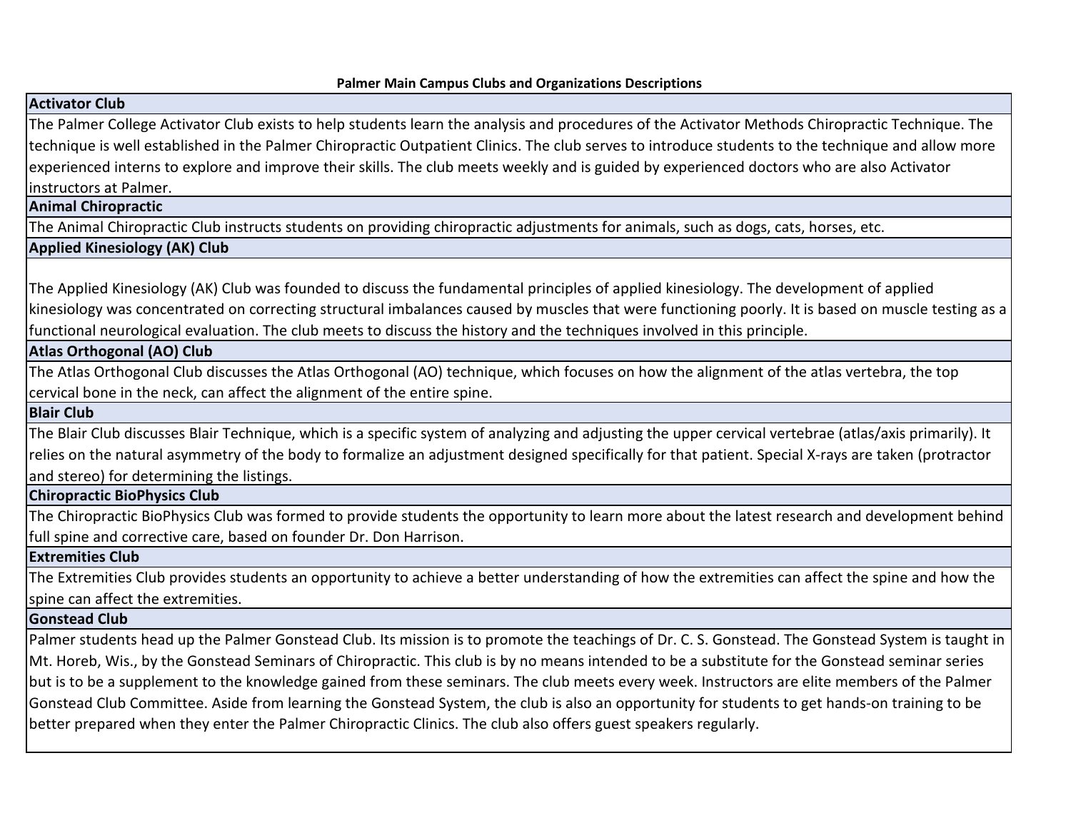# Palmer Main Campus Clubs and Organizations Descriptions

## Activator Club

The Palmer College Activator Club exists to help students learn the analysis and procedures of the Activator Methods Chiropractic Technique. The technique is well established in the Palmer Chiropractic Outpatient Clinics. The club serves to introduce students to the technique and allow more experienced interns to explore and improve their skills. The club meets weekly and is guided by experienced doctors who are also Activator instructors at Palmer.

## Animal Chiropractic

The Animal Chiropractic Club instructs students on providing chiropractic adjustments for animals, such as dogs, cats, horses, etc.

## Applied Kinesiology (AK) Club

The Applied Kinesiology (AK) Club was founded to discuss the fundamental principles of applied kinesiology. The development of applied kinesiology was concentrated on correcting structural imbalances caused by muscles that were functioning poorly. It is based on muscle testing as a functional neurological evaluation. The club meets to discuss the history and the techniques involved in this principle.

## Atlas Orthogonal (AO) Club

The Atlas Orthogonal Club discusses the Atlas Orthogonal (AO) technique, which focuses on how the alignment of the atlas vertebra, the top cervical bone in the neck, can affect the alignment of the entire spine.

## Blair Club

The Blair Club discusses Blair Technique, which is a specific system of analyzing and adjusting the upper cervical vertebrae (atlas/axis primarily). It relies on the natural asymmetry of the body to formalize an adjustment designed specifically for that patient. Special X-rays are taken (protractor and stereo) for determining the listings.

## Chiropractic BioPhysics Club

The Chiropractic BioPhysics Club was formed to provide students the opportunity to learn more about the latest research and development behind full spine and corrective care, based on founder Dr. Don Harrison.

## Extremities Club

The Extremities Club provides students an opportunity to achieve a better understanding of how the extremities can affect the spine and how the spine can affect the extremities.

## Gonstead Club

Palmer students head up the Palmer Gonstead Club. Its mission is to promote the teachings of Dr. C. S. Gonstead. The Gonstead System is taught in Mt. Horeb, Wis., by the Gonstead Seminars of Chiropractic. This club is by no means intended to be a substitute for the Gonstead seminar series but is to be a supplement to the knowledge gained from these seminars. The club meets every week. Instructors are elite members of the Palmer Gonstead Club Committee. Aside from learning the Gonstead System, the club is also an opportunity for students to get hands-on training to be better prepared when they enter the Palmer Chiropractic Clinics. The club also offers guest speakers regularly.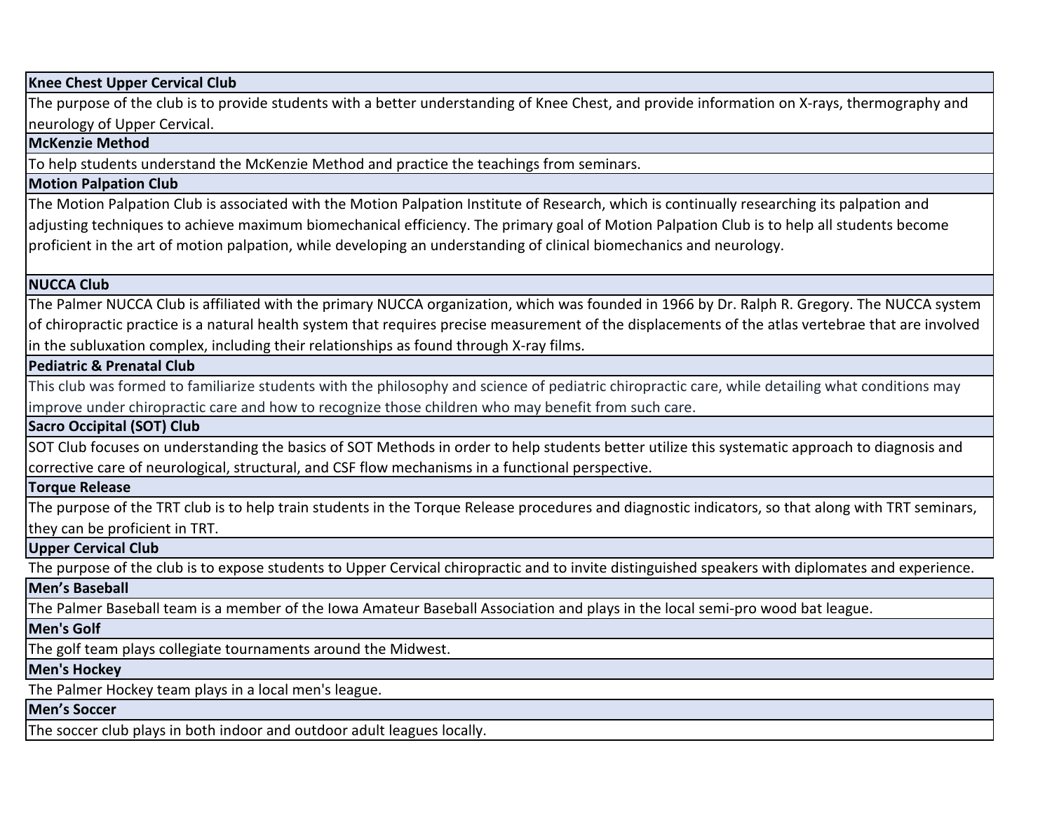| **Knee Chest Upper Cervical Club** |
|---|
| The purpose of the club is to provide students with a better understanding of Knee Chest, and provide information on X-rays, thermography and neurology of Upper Cervical. |
| **McKenzie Method** |
| To help students understand the McKenzie Method and practice the teachings from seminars. |
| **Motion Palpation Club** |
| The Motion Palpation Club is associated with the Motion Palpation Institute of Research, which is continually researching its palpation and adjusting techniques to achieve maximum biomechanical efficiency. The primary goal of Motion Palpation Club is to help all students become proficient in the art of motion palpation, while developing an understanding of clinical biomechanics and neurology. |
| **NUCCA Club** |
| The Palmer NUCCA Club is affiliated with the primary NUCCA organization, which was founded in 1966 by Dr. Ralph R. Gregory. The NUCCA system of chiropractic practice is a natural health system that requires precise measurement of the displacements of the atlas vertebrae that are involved in the subluxation complex, including their relationships as found through X-ray films. |
| **Pediatric & Prenatal Club** |
| This club was formed to familiarize students with the philosophy and science of pediatric chiropractic care, while detailing what conditions may improve under chiropractic care and how to recognize those children who may benefit from such care. |
| **Sacro Occipital (SOT) Club** |
| SOT Club focuses on understanding the basics of SOT Methods in order to help students better utilize this systematic approach to diagnosis and corrective care of neurological, structural, and CSF flow mechanisms in a functional perspective. |
| **Torque Release** |
| The purpose of the TRT club is to help train students in the Torque Release procedures and diagnostic indicators, so that along with TRT seminars, they can be proficient in TRT. |
| **Upper Cervical Club** |
| The purpose of the club is to expose students to Upper Cervical chiropractic and to invite distinguished speakers with diplomates and experience. |
| **Men’s Baseball** |
| The Palmer Baseball team is a member of the Iowa Amateur Baseball Association and plays in the local semi-pro wood bat league. |
| **Men's Golf** |
| The golf team plays collegiate tournaments around the Midwest. |
| **Men's Hockey** |
| The Palmer Hockey team plays in a local men's league. |
| **Men’s Soccer** |
| The soccer club plays in both indoor and outdoor adult leagues locally. |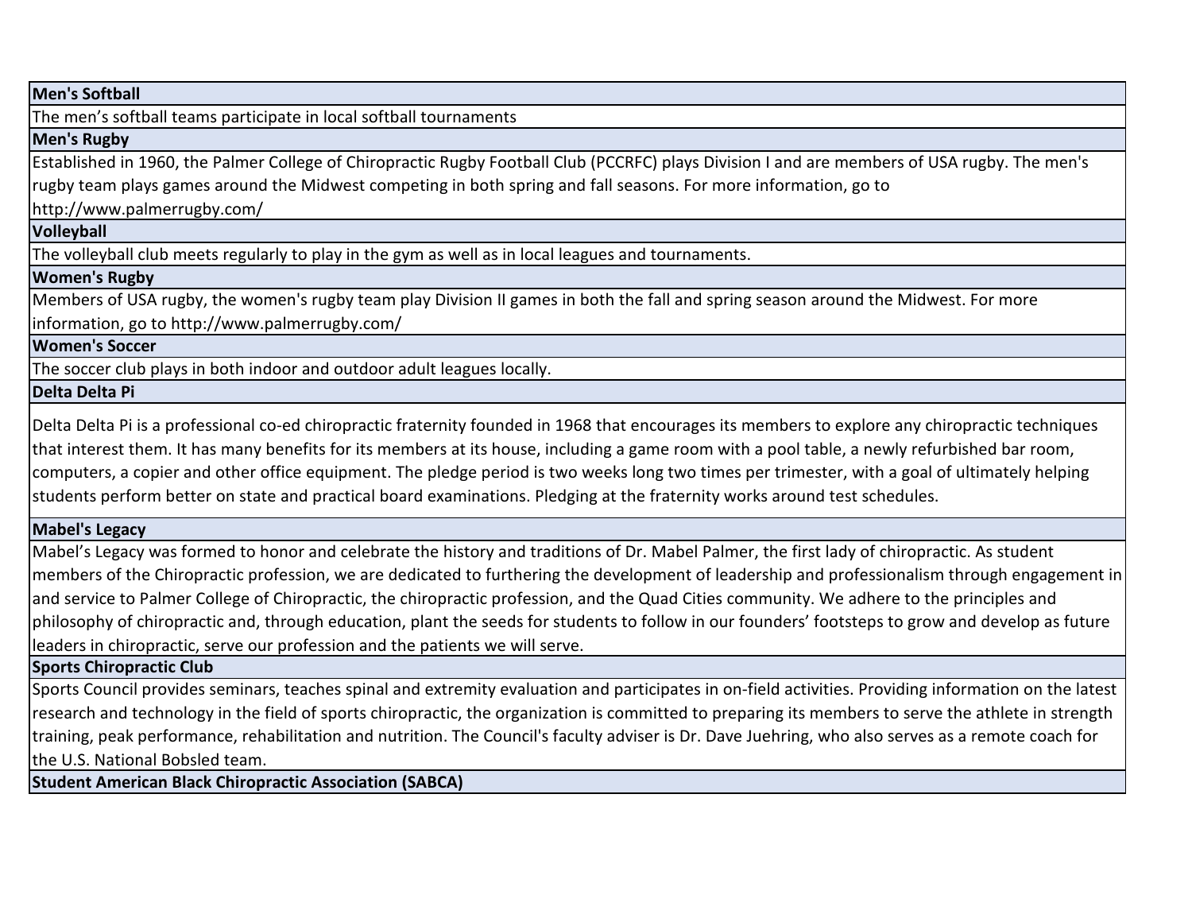**Men's Softball**

The men’s softball teams participate in local softball tournaments

**Men's Rugby**

Established in 1960, the Palmer College of Chiropractic Rugby Football Club (PCCRFC) plays Division I and are members of USA rugby. The men's rugby team plays games around the Midwest competing in both spring and fall seasons. For more information, go to http://www.palmerrugby.com/

**Volleyball**

The volleyball club meets regularly to play in the gym as well as in local leagues and tournaments.

**Women's Rugby**

Members of USA rugby, the women's rugby team play Division II games in both the fall and spring season around the Midwest. For more information, go to http://www.palmerrugby.com/

**Women's Soccer**

The soccer club plays in both indoor and outdoor adult leagues locally.

**Delta Delta Pi**

Delta Delta Pi is a professional co-ed chiropractic fraternity founded in 1968 that encourages its members to explore any chiropractic techniques that interest them. It has many benefits for its members at its house, including a game room with a pool table, a newly refurbished bar room, computers, a copier and other office equipment. The pledge period is two weeks long two times per trimester, with a goal of ultimately helping students perform better on state and practical board examinations. Pledging at the fraternity works around test schedules.

**Mabel's Legacy**

Mabel’s Legacy was formed to honor and celebrate the history and traditions of Dr. Mabel Palmer, the first lady of chiropractic. As student members of the Chiropractic profession, we are dedicated to furthering the development of leadership and professionalism through engagement in and service to Palmer College of Chiropractic, the chiropractic profession, and the Quad Cities community. We adhere to the principles and philosophy of chiropractic and, through education, plant the seeds for students to follow in our founders’ footsteps to grow and develop as future leaders in chiropractic, serve our profession and the patients we will serve.

**Sports Chiropractic Club**

Sports Council provides seminars, teaches spinal and extremity evaluation and participates in on-field activities. Providing information on the latest research and technology in the field of sports chiropractic, the organization is committed to preparing its members to serve the athlete in strength training, peak performance, rehabilitation and nutrition. The Council's faculty adviser is Dr. Dave Juehring, who also serves as a remote coach for the U.S. National Bobsled team.

**Student American Black Chiropractic Association (SABCA)**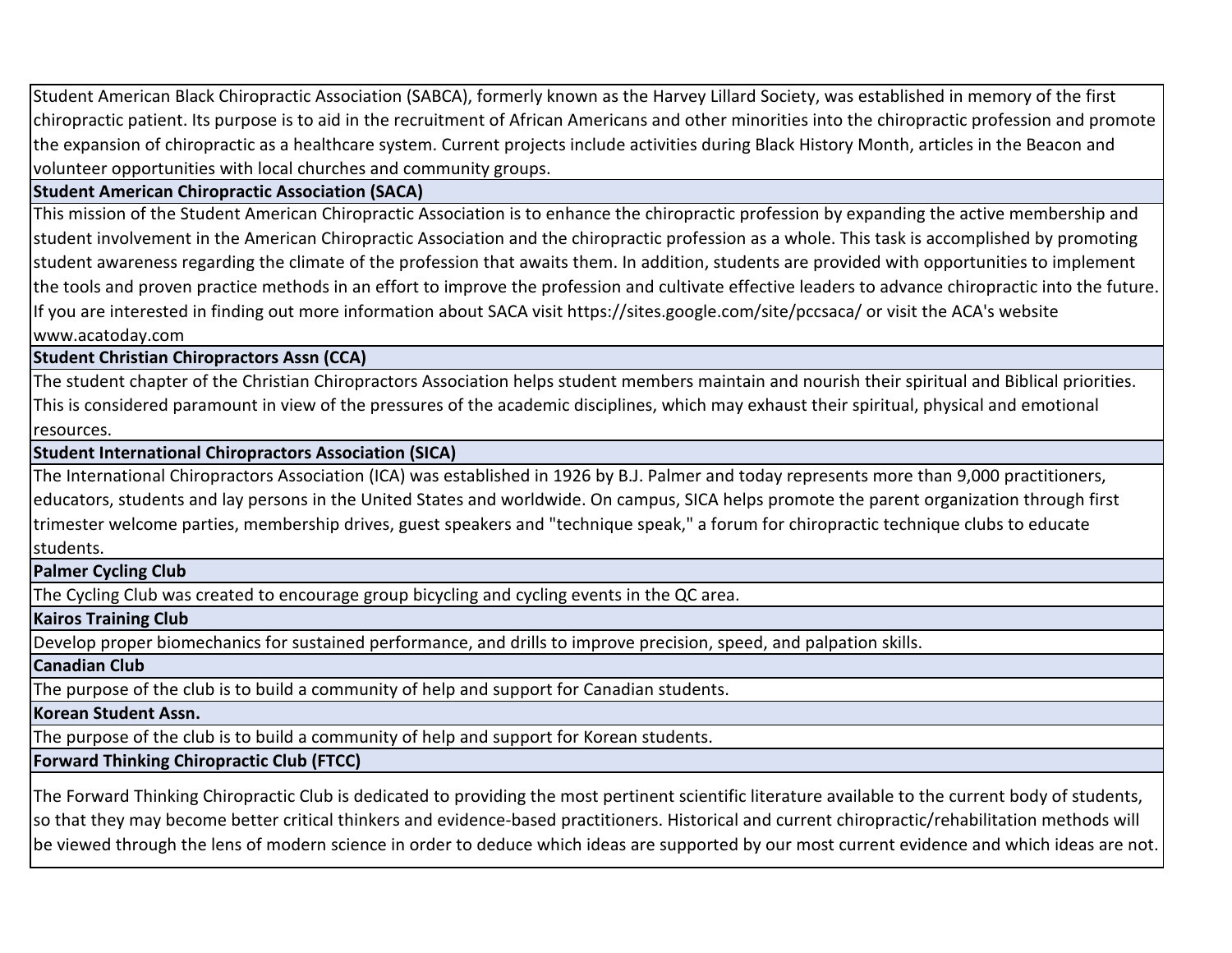Student American Black Chiropractic Association (SABCA), formerly known as the Harvey Lillard Society, was established in memory of the first chiropractic patient. Its purpose is to aid in the recruitment of African Americans and other minorities into the chiropractic profession and promote the expansion of chiropractic as a healthcare system. Current projects include activities during Black History Month, articles in the Beacon and volunteer opportunities with local churches and community groups.

**Student American Chiropractic Association (SACA)**

This mission of the Student American Chiropractic Association is to enhance the chiropractic profession by expanding the active membership and student involvement in the American Chiropractic Association and the chiropractic profession as a whole. This task is accomplished by promoting student awareness regarding the climate of the profession that awaits them. In addition, students are provided with opportunities to implement the tools and proven practice methods in an effort to improve the profession and cultivate effective leaders to advance chiropractic into the future. If you are interested in finding out more information about SACA visit https://sites.google.com/site/pccsaca/ or visit the ACA's website www.acatoday.com

**Student Christian Chiropractors Assn (CCA)**

The student chapter of the Christian Chiropractors Association helps student members maintain and nourish their spiritual and Biblical priorities. This is considered paramount in view of the pressures of the academic disciplines, which may exhaust their spiritual, physical and emotional resources.

**Student International Chiropractors Association (SICA)**

The International Chiropractors Association (ICA) was established in 1926 by B.J. Palmer and today represents more than 9,000 practitioners, educators, students and lay persons in the United States and worldwide. On campus, SICA helps promote the parent organization through first trimester welcome parties, membership drives, guest speakers and "technique speak," a forum for chiropractic technique clubs to educate students.

**Palmer Cycling Club**

The Cycling Club was created to encourage group bicycling and cycling events in the QC area.

**Kairos Training Club**

Develop proper biomechanics for sustained performance, and drills to improve precision, speed, and palpation skills.

**Canadian Club**

The purpose of the club is to build a community of help and support for Canadian students.

**Korean Student Assn.**

The purpose of the club is to build a community of help and support for Korean students.

**Forward Thinking Chiropractic Club (FTCC)**

The Forward Thinking Chiropractic Club is dedicated to providing the most pertinent scientific literature available to the current body of students, so that they may become better critical thinkers and evidence-based practitioners. Historical and current chiropractic/rehabilitation methods will be viewed through the lens of modern science in order to deduce which ideas are supported by our most current evidence and which ideas are not.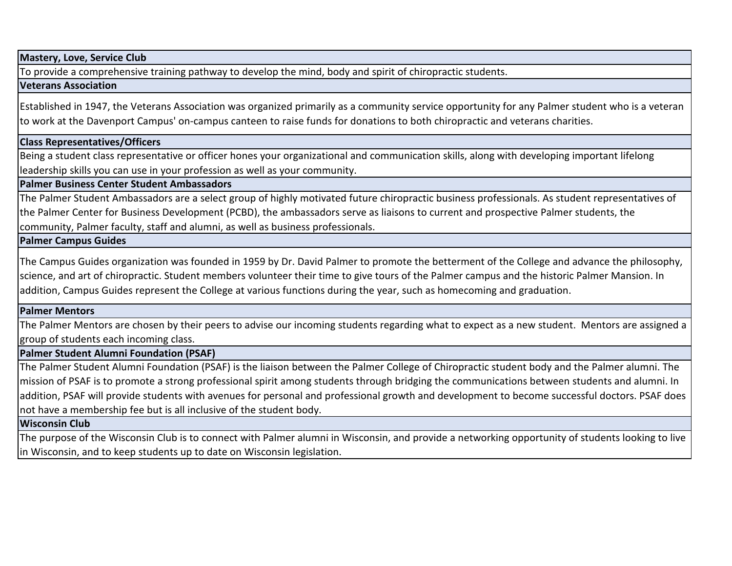| |
|---|
| **Mastery, Love, Service Club** |
| To provide a comprehensive training pathway to develop the mind, body and spirit of chiropractic students. |
| **Veterans Association** |
| Established in 1947, the Veterans Association was organized primarily as a community service opportunity for any Palmer student who is a veteran to work at the Davenport Campus' on-campus canteen to raise funds for donations to both chiropractic and veterans charities. |
| **Class Representatives/Officers** |
| Being a student class representative or officer hones your organizational and communication skills, along with developing important lifelong leadership skills you can use in your profession as well as your community. |
| **Palmer Business Center Student Ambassadors** |
| The Palmer Student Ambassadors are a select group of highly motivated future chiropractic business professionals. As student representatives of the Palmer Center for Business Development (PCBD), the ambassadors serve as liaisons to current and prospective Palmer students, the community, Palmer faculty, staff and alumni, as well as business professionals. |
| **Palmer Campus Guides** |
| The Campus Guides organization was founded in 1959 by Dr. David Palmer to promote the betterment of the College and advance the philosophy, science, and art of chiropractic. Student members volunteer their time to give tours of the Palmer campus and the historic Palmer Mansion. In addition, Campus Guides represent the College at various functions during the year, such as homecoming and graduation. |
| **Palmer Mentors** |
| The Palmer Mentors are chosen by their peers to advise our incoming students regarding what to expect as a new student. Mentors are assigned a group of students each incoming class. |
| **Palmer Student Alumni Foundation (PSAF)** |
| The Palmer Student Alumni Foundation (PSAF) is the liaison between the Palmer College of Chiropractic student body and the Palmer alumni. The mission of PSAF is to promote a strong professional spirit among students through bridging the communications between students and alumni. In addition, PSAF will provide students with avenues for personal and professional growth and development to become successful doctors. PSAF does not have a membership fee but is all inclusive of the student body. |
| **Wisconsin Club** |
| The purpose of the Wisconsin Club is to connect with Palmer alumni in Wisconsin, and provide a networking opportunity of students looking to live in Wisconsin, and to keep students up to date on Wisconsin legislation. |